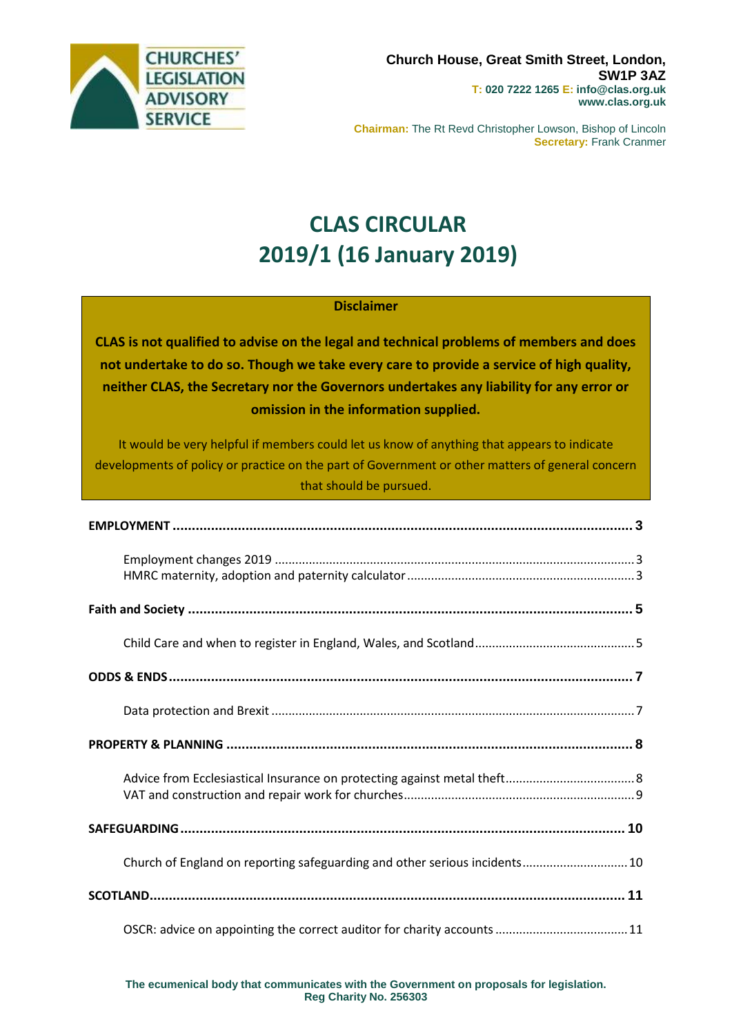CHURCHES' LEGISLATION ADVISORY SERVICE

**Church House, Great Smith Street, London, SW1P 3AZ**
**T: 020 7222 1265 E: info@clas.org.uk**
**www.clas.org.uk**

**Chairman:** The Rt Revd Christopher Lowson, Bishop of Lincoln
**Secretary:** Frank Cranmer

# CLAS CIRCULAR 2019/1 (16 January 2019)

**Disclaimer**

**CLAS is not qualified to advise on the legal and technical problems of members and does not undertake to do so. Though we take every care to provide a service of high quality, neither CLAS, the Secretary nor the Governors undertakes any liability for any error or omission in the information supplied.**

It would be very helpful if members could let us know of anything that appears to indicate developments of policy or practice on the part of Government or other matters of general concern that should be pursued.

**EMPLOYMENT** ..... 3

- Employment changes 2019 ..... 3
- HMRC maternity, adoption and paternity calculator ..... 3

**Faith and Society** ..... 5

- Child Care and when to register in England, Wales, and Scotland ..... 5

**ODDS & ENDS** ..... 7

- Data protection and Brexit ..... 7

**PROPERTY & PLANNING** ..... 8

- Advice from Ecclesiastical Insurance on protecting against metal theft ..... 8
- VAT and construction and repair work for churches ..... 9

**SAFEGUARDING** ..... 10

- Church of England on reporting safeguarding and other serious incidents ..... 10

**SCOTLAND** ..... 11

- OSCR: advice on appointing the correct auditor for charity accounts ..... 11

**The ecumenical body that communicates with the Government on proposals for legislation.**
**Reg Charity No. 256303**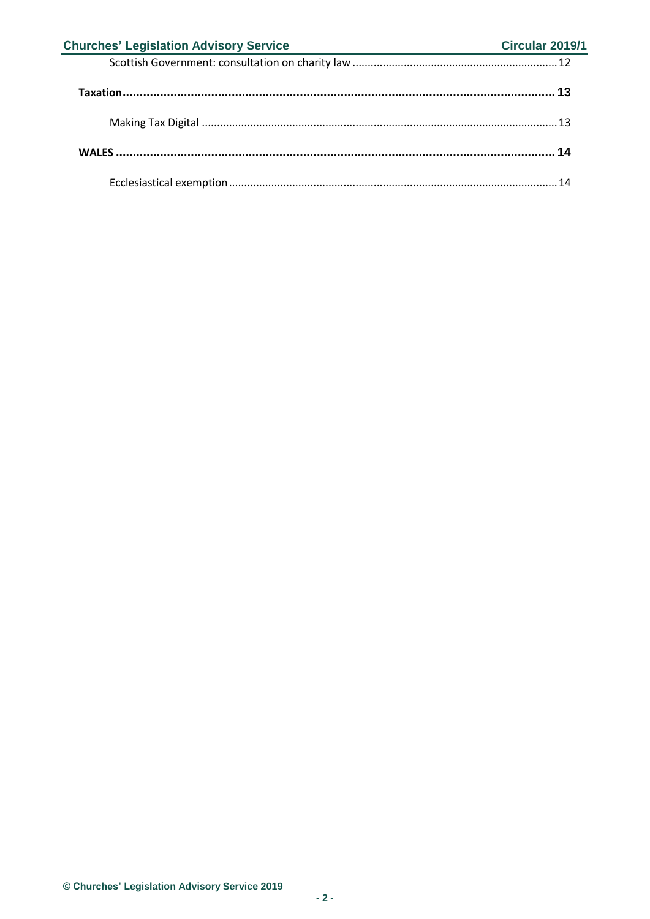Scottish Government: consultation on charity law ........................................................................ 12

**Taxation ........................................................................................................................ 13**

Making Tax Digital ........................................................................................................... 13

**WALES .......................................................................................................................... 14**

Ecclesiastical exemption ................................................................................................. 14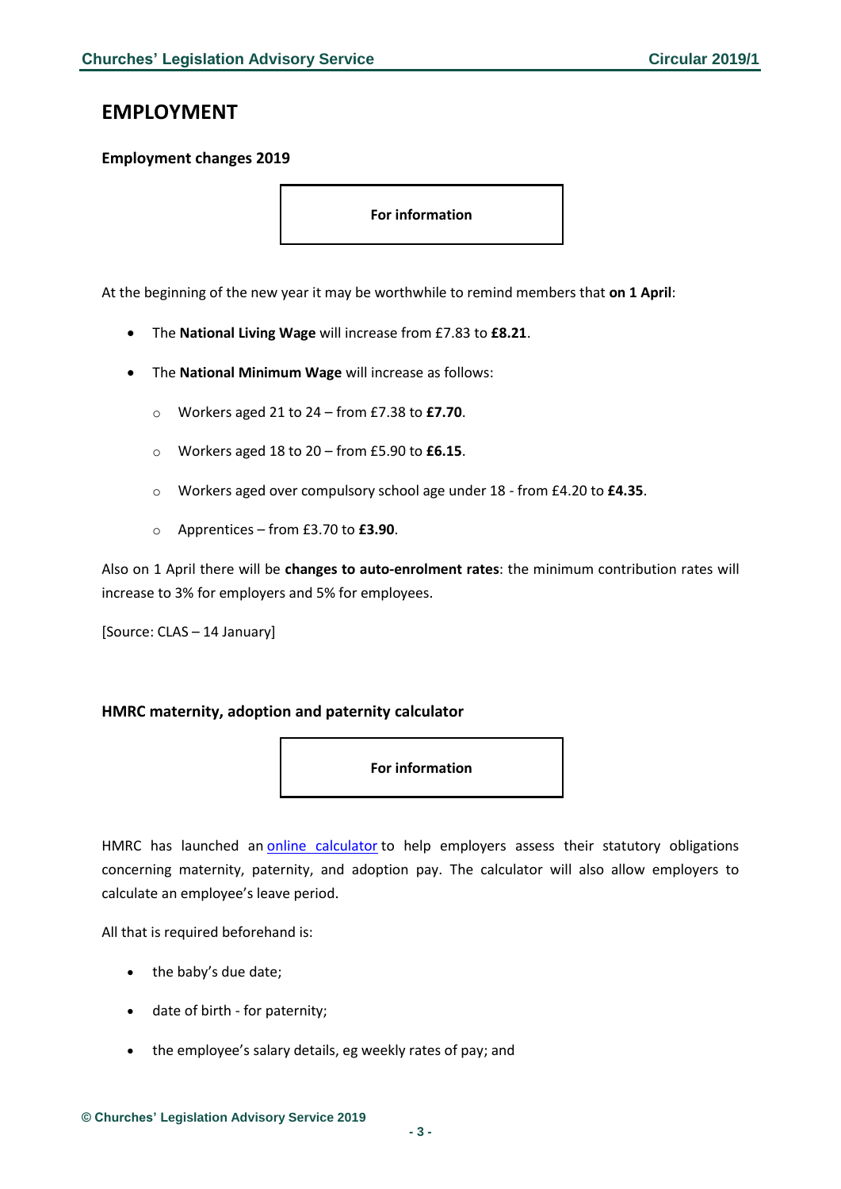# EMPLOYMENT

### Employment changes 2019

**For information**

At the beginning of the new year it may be worthwhile to remind members that **on 1 April**:

- The **National Living Wage** will increase from £7.83 to **£8.21**.
- The **National Minimum Wage** will increase as follows:
  - Workers aged 21 to 24 – from £7.38 to **£7.70**.
  - Workers aged 18 to 20 – from £5.90 to **£6.15**.
  - Workers aged over compulsory school age under 18 - from £4.20 to **£4.35**.
  - Apprentices – from £3.70 to **£3.90**.

Also on 1 April there will be **changes to auto-enrolment rates**: the minimum contribution rates will increase to 3% for employers and 5% for employees.

[Source: CLAS – 14 January]

### HMRC maternity, adoption and paternity calculator

**For information**

HMRC has launched an online calculator to help employers assess their statutory obligations concerning maternity, paternity, and adoption pay. The calculator will also allow employers to calculate an employee's leave period.

All that is required beforehand is:

- the baby's due date;
- date of birth - for paternity;
- the employee's salary details, eg weekly rates of pay; and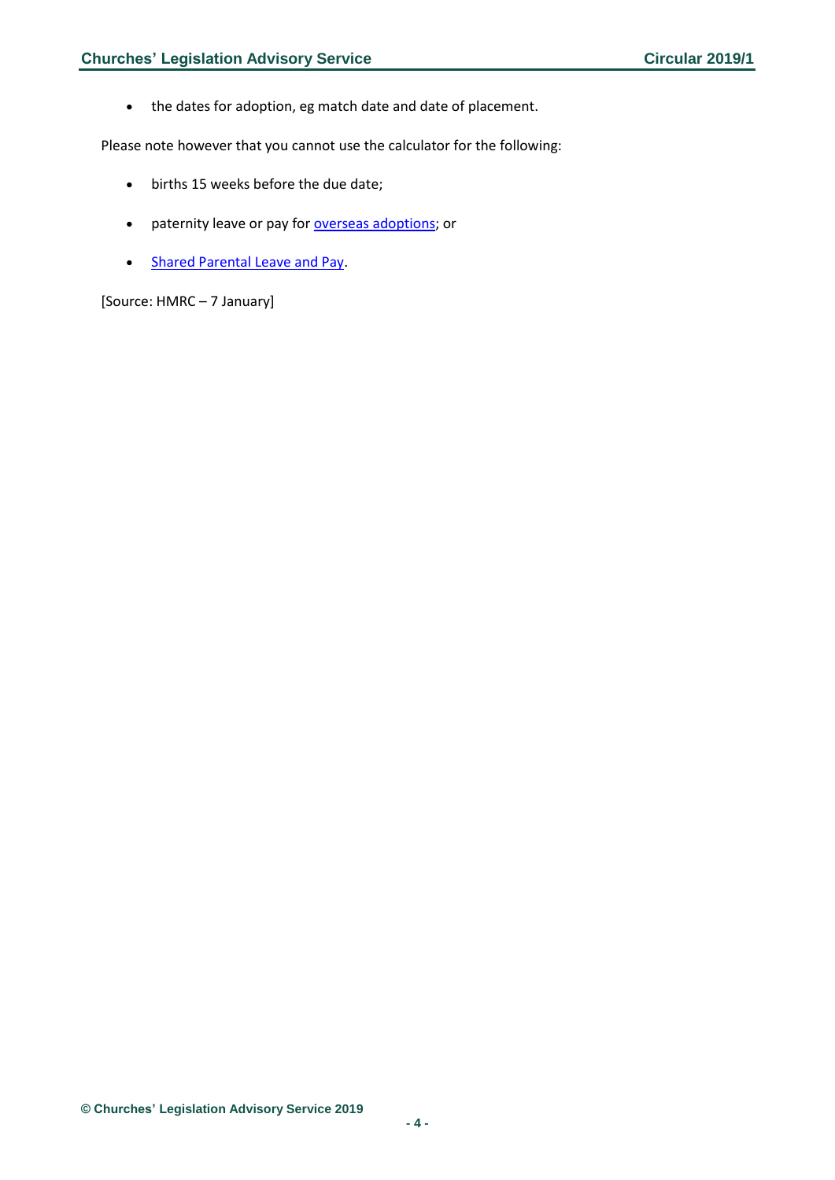- the dates for adoption, eg match date and date of placement.

Please note however that you cannot use the calculator for the following:

- births 15 weeks before the due date;
- paternity leave or pay for overseas adoptions; or
- Shared Parental Leave and Pay.

[Source: HMRC – 7 January]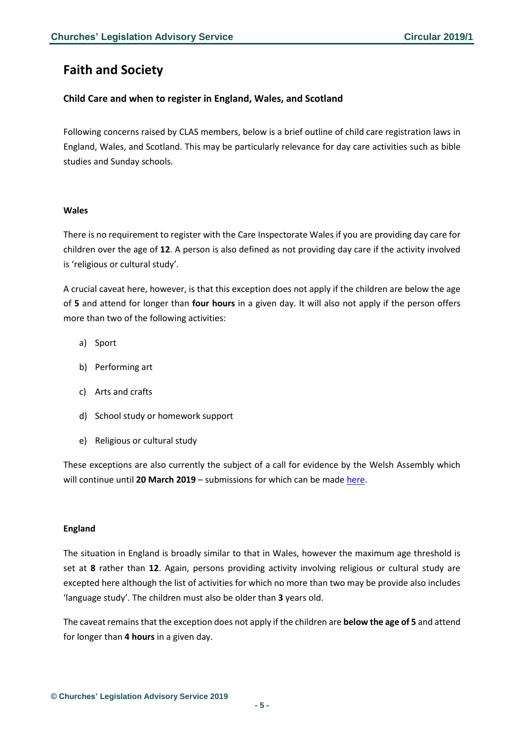# Faith and Society

### Child Care and when to register in England, Wales, and Scotland

Following concerns raised by CLAS members, below is a brief outline of child care registration laws in England, Wales, and Scotland. This may be particularly relevance for day care activities such as bible studies and Sunday schools.

#### Wales

There is no requirement to register with the Care Inspectorate Wales if you are providing day care for children over the age of **12**. A person is also defined as not providing day care if the activity involved is 'religious or cultural study'.

A crucial caveat here, however, is that this exception does not apply if the children are below the age of **5** and attend for longer than **four hours** in a given day. It will also not apply if the person offers more than two of the following activities:

a) Sport

b) Performing art

c) Arts and crafts

d) School study or homework support

e) Religious or cultural study

These exceptions are also currently the subject of a call for evidence by the Welsh Assembly which will continue until **20 March 2019** – submissions for which can be made here.

#### England

The situation in England is broadly similar to that in Wales, however the maximum age threshold is set at **8** rather than **12**. Again, persons providing activity involving religious or cultural study are excepted here although the list of activities for which no more than two may be provide also includes 'language study'. The children must also be older than **3** years old.

The caveat remains that the exception does not apply if the children are **below the age of 5** and attend for longer than **4 hours** in a given day.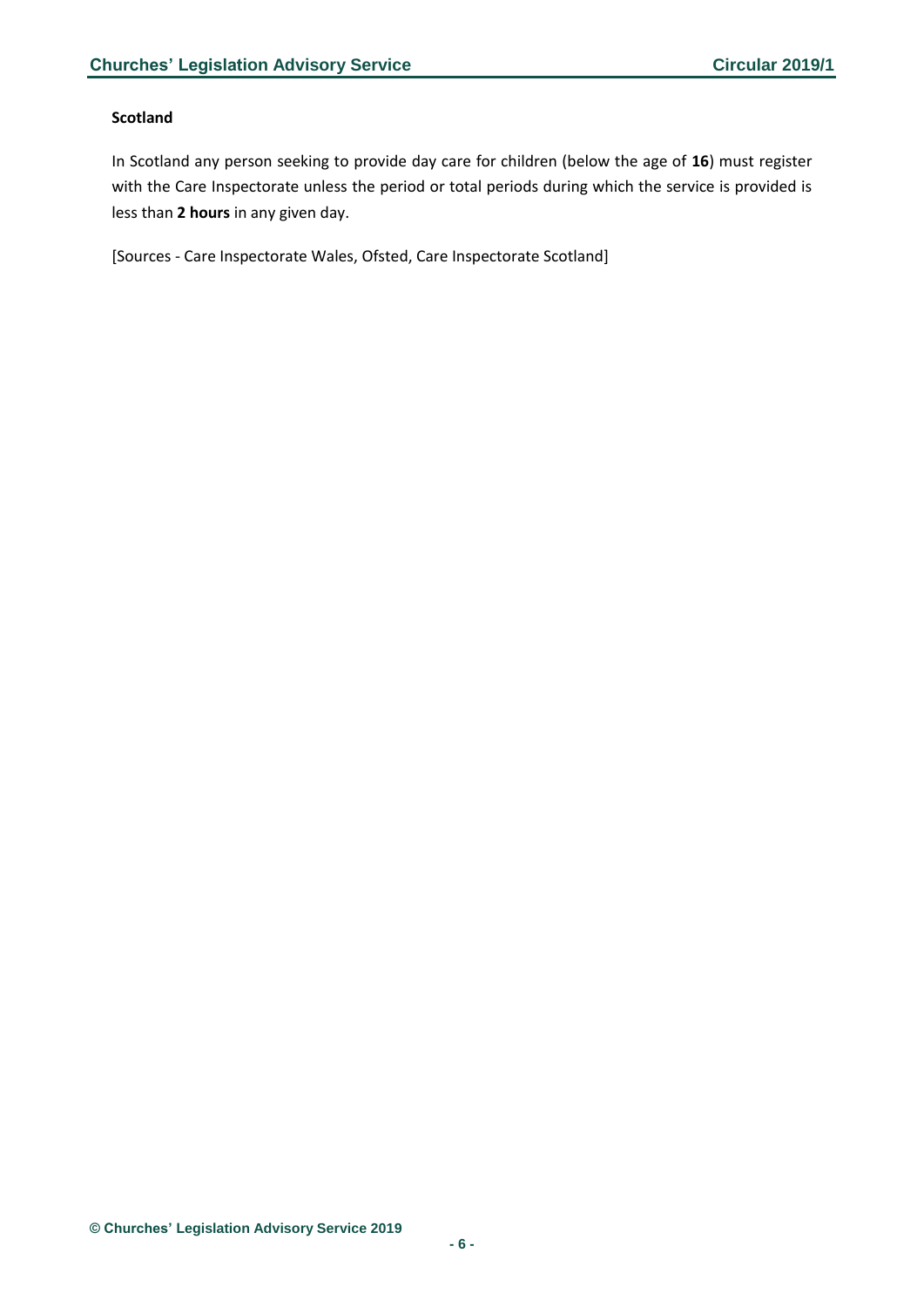**Scotland**

In Scotland any person seeking to provide day care for children (below the age of **16**) must register with the Care Inspectorate unless the period or total periods during which the service is provided is less than **2 hours** in any given day.

[Sources - Care Inspectorate Wales, Ofsted, Care Inspectorate Scotland]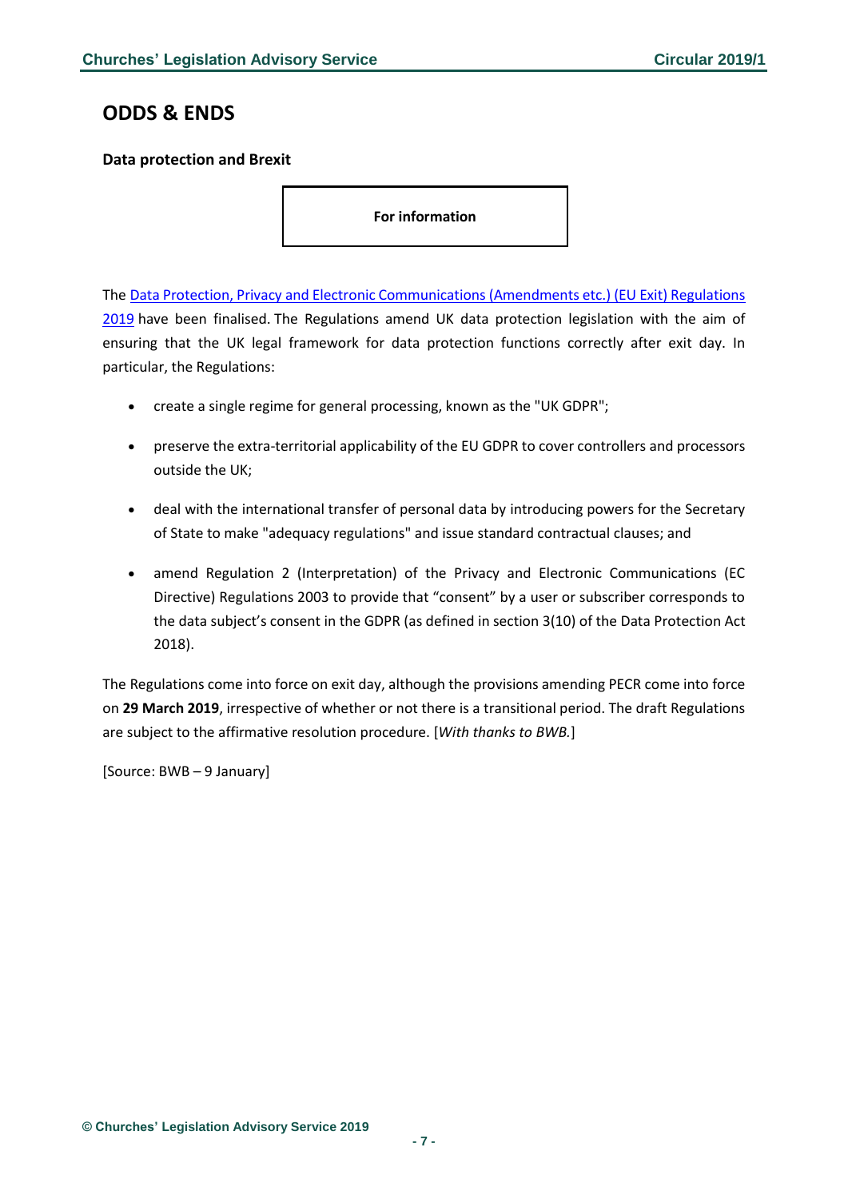# ODDS & ENDS

### Data protection and Brexit

**For information**

The [Data Protection, Privacy and Electronic Communications (Amendments etc.) (EU Exit) Regulations 2019]() have been finalised. The Regulations amend UK data protection legislation with the aim of ensuring that the UK legal framework for data protection functions correctly after exit day. In particular, the Regulations:

- create a single regime for general processing, known as the "UK GDPR";
- preserve the extra-territorial applicability of the EU GDPR to cover controllers and processors outside the UK;
- deal with the international transfer of personal data by introducing powers for the Secretary of State to make "adequacy regulations" and issue standard contractual clauses; and
- amend Regulation 2 (Interpretation) of the Privacy and Electronic Communications (EC Directive) Regulations 2003 to provide that "consent" by a user or subscriber corresponds to the data subject's consent in the GDPR (as defined in section 3(10) of the Data Protection Act 2018).

The Regulations come into force on exit day, although the provisions amending PECR come into force on **29 March 2019**, irrespective of whether or not there is a transitional period. The draft Regulations are subject to the affirmative resolution procedure. [*With thanks to BWB.*]

[Source: BWB – 9 January]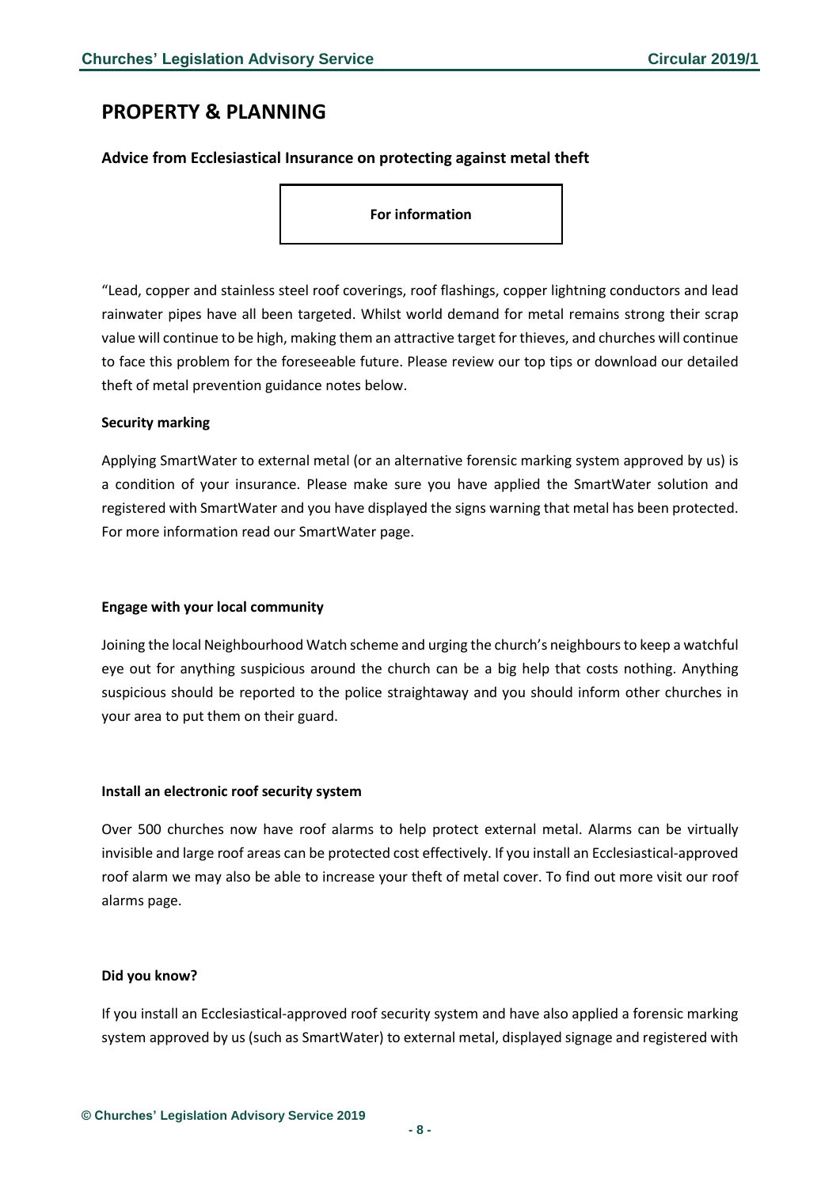# PROPERTY & PLANNING

## Advice from Ecclesiastical Insurance on protecting against metal theft

**For information**

"Lead, copper and stainless steel roof coverings, roof flashings, copper lightning conductors and lead rainwater pipes have all been targeted. Whilst world demand for metal remains strong their scrap value will continue to be high, making them an attractive target for thieves, and churches will continue to face this problem for the foreseeable future. Please review our top tips or download our detailed theft of metal prevention guidance notes below.

**Security marking**

Applying SmartWater to external metal (or an alternative forensic marking system approved by us) is a condition of your insurance. Please make sure you have applied the SmartWater solution and registered with SmartWater and you have displayed the signs warning that metal has been protected. For more information read our SmartWater page.

**Engage with your local community**

Joining the local Neighbourhood Watch scheme and urging the church's neighbours to keep a watchful eye out for anything suspicious around the church can be a big help that costs nothing. Anything suspicious should be reported to the police straightaway and you should inform other churches in your area to put them on their guard.

**Install an electronic roof security system**

Over 500 churches now have roof alarms to help protect external metal. Alarms can be virtually invisible and large roof areas can be protected cost effectively. If you install an Ecclesiastical-approved roof alarm we may also be able to increase your theft of metal cover. To find out more visit our roof alarms page.

**Did you know?**

If you install an Ecclesiastical-approved roof security system and have also applied a forensic marking system approved by us (such as SmartWater) to external metal, displayed signage and registered with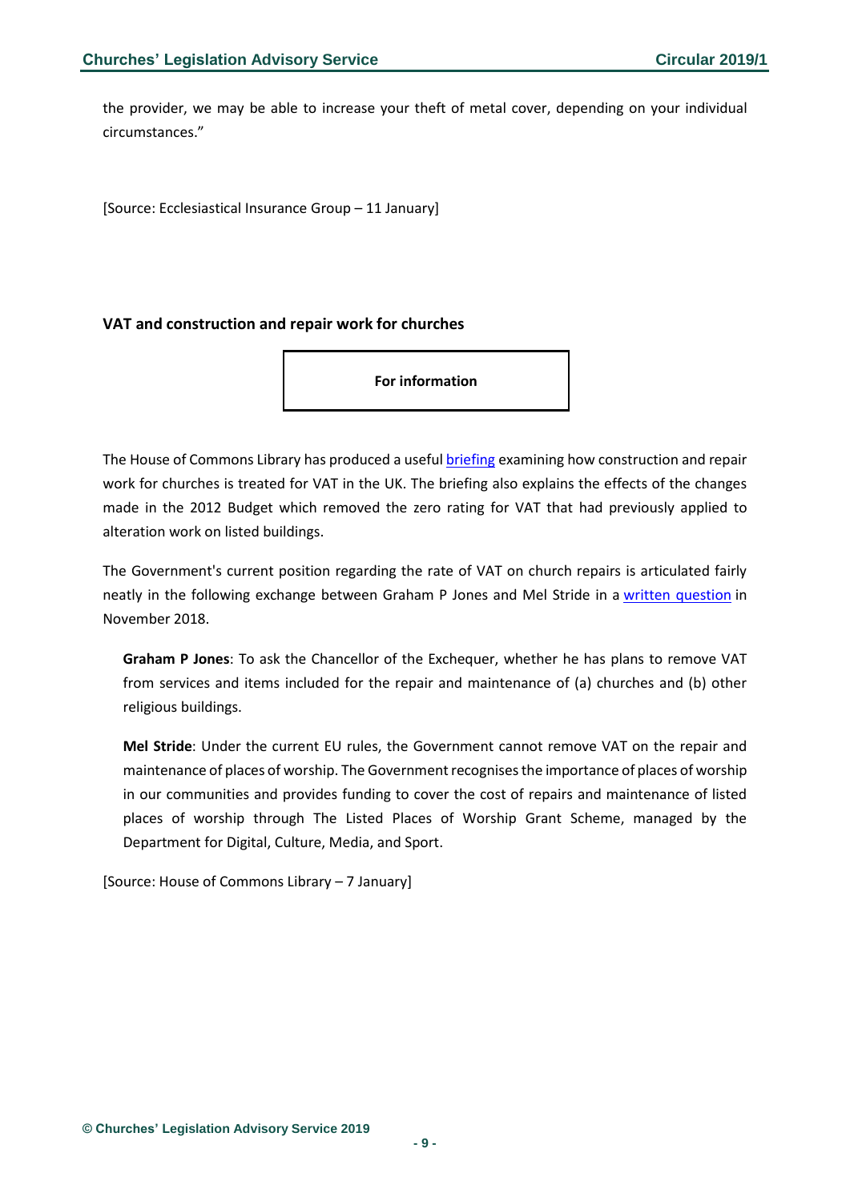the provider, we may be able to increase your theft of metal cover, depending on your individual circumstances."

[Source: Ecclesiastical Insurance Group – 11 January]

### VAT and construction and repair work for churches

**For information**

The House of Commons Library has produced a useful briefing examining how construction and repair work for churches is treated for VAT in the UK. The briefing also explains the effects of the changes made in the 2012 Budget which removed the zero rating for VAT that had previously applied to alteration work on listed buildings.

The Government's current position regarding the rate of VAT on church repairs is articulated fairly neatly in the following exchange between Graham P Jones and Mel Stride in a written question in November 2018.

> **Graham P Jones**: To ask the Chancellor of the Exchequer, whether he has plans to remove VAT from services and items included for the repair and maintenance of (a) churches and (b) other religious buildings.
>
> **Mel Stride**: Under the current EU rules, the Government cannot remove VAT on the repair and maintenance of places of worship. The Government recognises the importance of places of worship in our communities and provides funding to cover the cost of repairs and maintenance of listed places of worship through The Listed Places of Worship Grant Scheme, managed by the Department for Digital, Culture, Media, and Sport.

[Source: House of Commons Library – 7 January]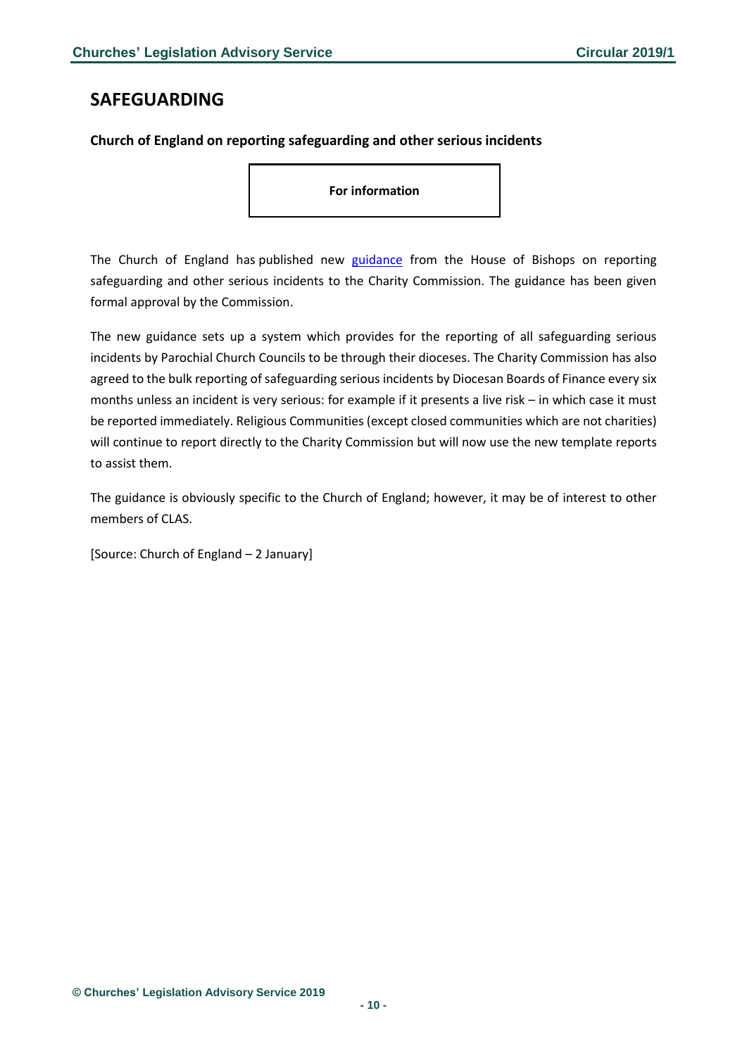## SAFEGUARDING

### Church of England on reporting safeguarding and other serious incidents

**For information**

The Church of England has published new guidance from the House of Bishops on reporting safeguarding and other serious incidents to the Charity Commission. The guidance has been given formal approval by the Commission.

The new guidance sets up a system which provides for the reporting of all safeguarding serious incidents by Parochial Church Councils to be through their dioceses. The Charity Commission has also agreed to the bulk reporting of safeguarding serious incidents by Diocesan Boards of Finance every six months unless an incident is very serious: for example if it presents a live risk – in which case it must be reported immediately. Religious Communities (except closed communities which are not charities) will continue to report directly to the Charity Commission but will now use the new template reports to assist them.

The guidance is obviously specific to the Church of England; however, it may be of interest to other members of CLAS.

[Source: Church of England – 2 January]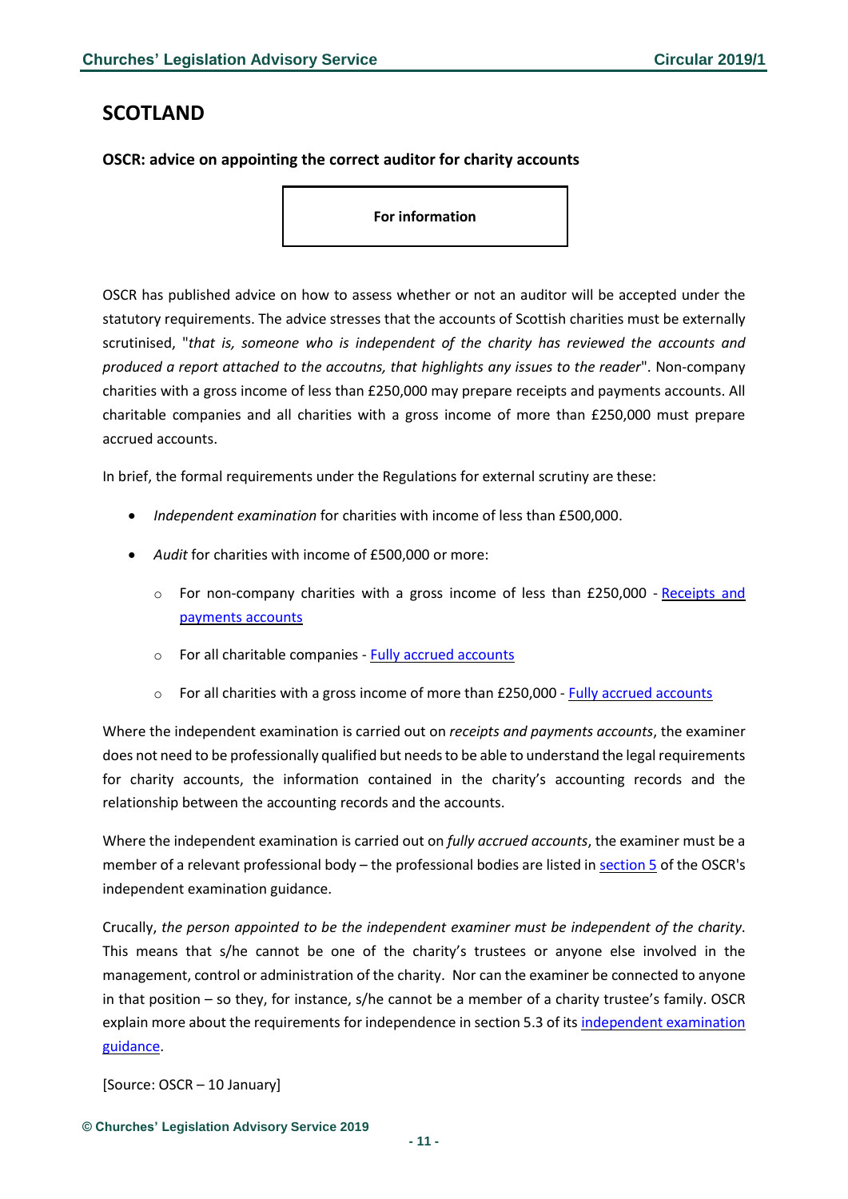## SCOTLAND

### OSCR: advice on appointing the correct auditor for charity accounts

**For information**

OSCR has published advice on how to assess whether or not an auditor will be accepted under the statutory requirements. The advice stresses that the accounts of Scottish charities must be externally scrutinised, "*that is, someone who is independent of the charity has reviewed the accounts and produced a report attached to the accoutns, that highlights any issues to the reader*". Non-company charities with a gross income of less than £250,000 may prepare receipts and payments accounts. All charitable companies and all charities with a gross income of more than £250,000 must prepare accrued accounts.

In brief, the formal requirements under the Regulations for external scrutiny are these:

- *Independent examination* for charities with income of less than £500,000.
- *Audit* for charities with income of £500,000 or more:
  - For non-company charities with a gross income of less than £250,000 - Receipts and payments accounts
  - For all charitable companies - Fully accrued accounts
  - For all charities with a gross income of more than £250,000 - Fully accrued accounts

Where the independent examination is carried out on *receipts and payments accounts*, the examiner does not need to be professionally qualified but needs to be able to understand the legal requirements for charity accounts, the information contained in the charity's accounting records and the relationship between the accounting records and the accounts.

Where the independent examination is carried out on *fully accrued accounts*, the examiner must be a member of a relevant professional body – the professional bodies are listed in section 5 of the OSCR's independent examination guidance.

Crucally, *the person appointed to be the independent examiner must be independent of the charity*. This means that s/he cannot be one of the charity's trustees or anyone else involved in the management, control or administration of the charity. Nor can the examiner be connected to anyone in that position – so they, for instance, s/he cannot be a member of a charity trustee's family. OSCR explain more about the requirements for independence in section 5.3 of its independent examination guidance.

[Source: OSCR – 10 January]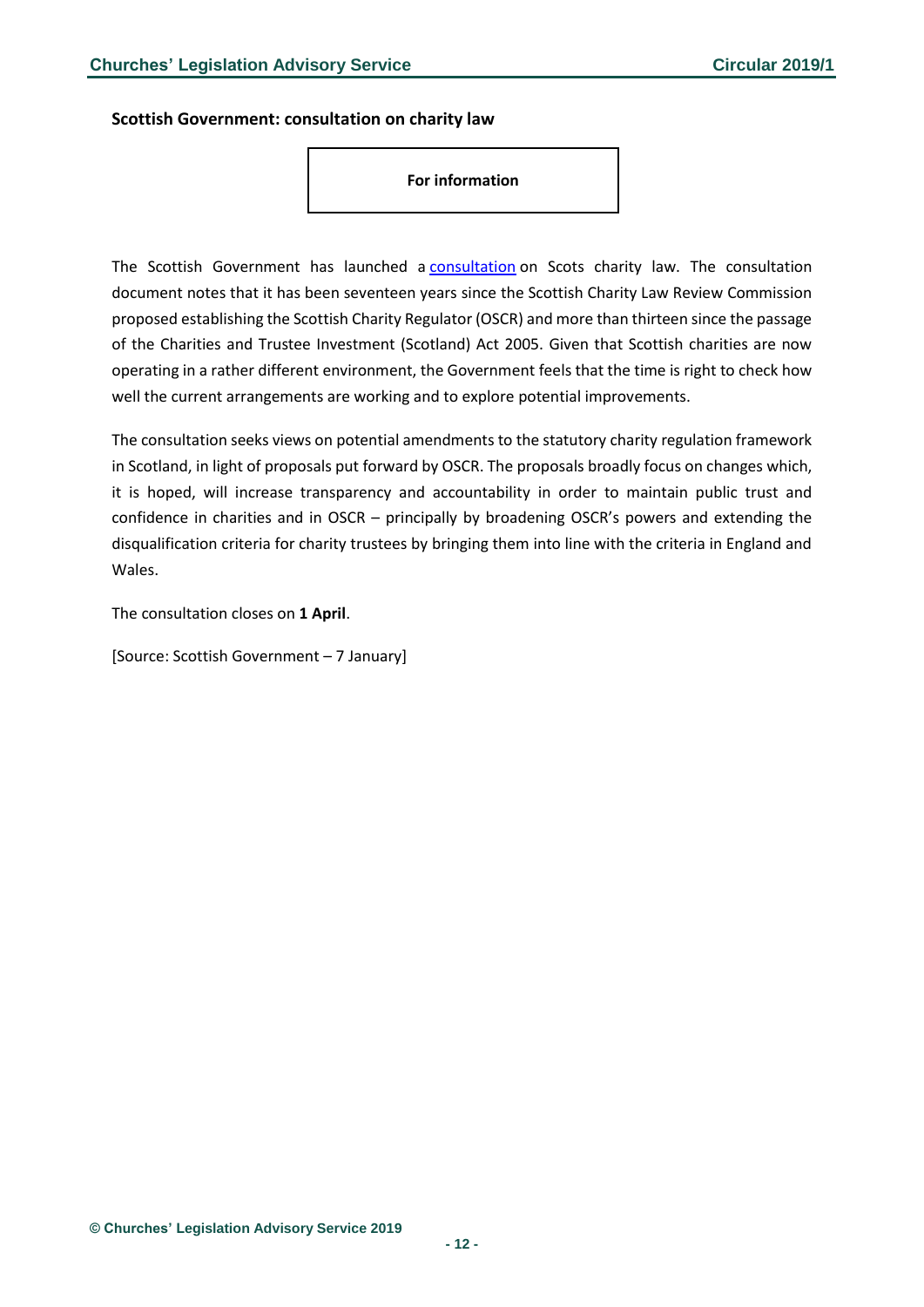### Scottish Government: consultation on charity law

**For information**

The Scottish Government has launched a consultation on Scots charity law. The consultation document notes that it has been seventeen years since the Scottish Charity Law Review Commission proposed establishing the Scottish Charity Regulator (OSCR) and more than thirteen since the passage of the Charities and Trustee Investment (Scotland) Act 2005. Given that Scottish charities are now operating in a rather different environment, the Government feels that the time is right to check how well the current arrangements are working and to explore potential improvements.

The consultation seeks views on potential amendments to the statutory charity regulation framework in Scotland, in light of proposals put forward by OSCR. The proposals broadly focus on changes which, it is hoped, will increase transparency and accountability in order to maintain public trust and confidence in charities and in OSCR – principally by broadening OSCR's powers and extending the disqualification criteria for charity trustees by bringing them into line with the criteria in England and Wales.

The consultation closes on **1 April**.

[Source: Scottish Government – 7 January]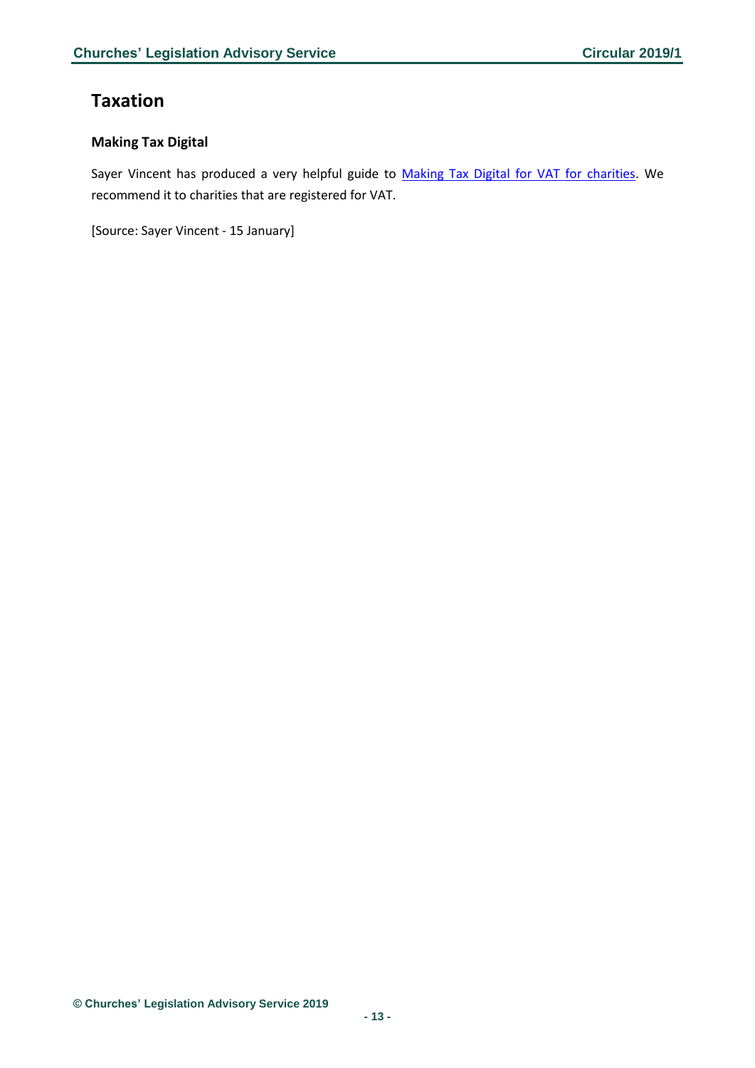# Taxation

## Making Tax Digital

Sayer Vincent has produced a very helpful guide to Making Tax Digital for VAT for charities. We recommend it to charities that are registered for VAT.

[Source: Sayer Vincent - 15 January]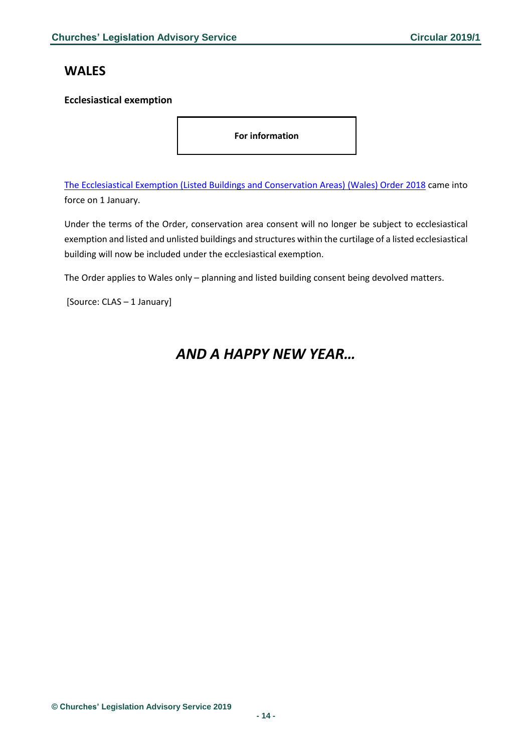## WALES

**Ecclesiastical exemption**

**For information**

The Ecclesiastical Exemption (Listed Buildings and Conservation Areas) (Wales) Order 2018 came into force on 1 January.

Under the terms of the Order, conservation area consent will no longer be subject to ecclesiastical exemption and listed and unlisted buildings and structures within the curtilage of a listed ecclesiastical building will now be included under the ecclesiastical exemption.

The Order applies to Wales only – planning and listed building consent being devolved matters.

[Source: CLAS – 1 January]

## *AND A HAPPY NEW YEAR…*